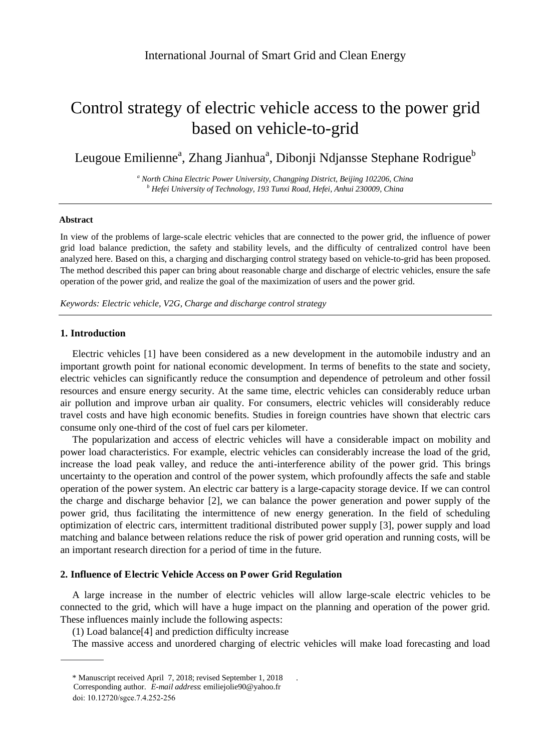# Control strategy of electric vehicle access to the power grid based on vehicle-to-grid

Leugoue Emilienne[a], Zhang Jianhua[a], Dibonji Ndjansse Stephane Rodrigue[b]

[a] *North China Electric Power University, Changping District, Beijing 102206, China*
[b] *Hefei University of Technology, 193 Tunxi Road, Hefei, Anhui 230009, China*

---

**Abstract**

In view of the problems of large-scale electric vehicles that are connected to the power grid, the influence of power grid load balance prediction, the safety and stability levels, and the difficulty of centralized control have been analyzed here. Based on this, a charging and discharging control strategy based on vehicle-to-grid has been proposed. The method described this paper can bring about reasonable charge and discharge of electric vehicles, ensure the safe operation of the power grid, and realize the goal of the maximization of users and the power grid.

*Keywords: Electric vehicle, V2G, Charge and discharge control strategy*

---

## 1. Introduction

Electric vehicles [1] have been considered as a new development in the automobile industry and an important growth point for national economic development. In terms of benefits to the state and society, electric vehicles can significantly reduce the consumption and dependence of petroleum and other fossil resources and ensure energy security. At the same time, electric vehicles can considerably reduce urban air pollution and improve urban air quality. For consumers, electric vehicles will considerably reduce travel costs and have high economic benefits. Studies in foreign countries have shown that electric cars consume only one-third of the cost of fuel cars per kilometer.

The popularization and access of electric vehicles will have a considerable impact on mobility and power load characteristics. For example, electric vehicles can considerably increase the load of the grid, increase the load peak valley, and reduce the anti-interference ability of the power grid. This brings uncertainty to the operation and control of the power system, which profoundly affects the safe and stable operation of the power system. An electric car battery is a large-capacity storage device. If we can control the charge and discharge behavior [2], we can balance the power generation and power supply of the power grid, thus facilitating the intermittence of new energy generation. In the field of scheduling optimization of electric cars, intermittent traditional distributed power supply [3], power supply and load matching and balance between relations reduce the risk of power grid operation and running costs, will be an important research direction for a period of time in the future.

## 2. Influence of Electric Vehicle Access on Power Grid Regulation

A large increase in the number of electric vehicles will allow large-scale electric vehicles to be connected to the grid, which will have a huge impact on the planning and operation of the power grid. These influences mainly include the following aspects:

(1) Load balance[4] and prediction difficulty increase

The massive access and unordered charging of electric vehicles will make load forecasting and load

---

\* Manuscript received April 7, 2018; revised September 1, 2018.
Corresponding author. *E-mail address*: emiliejolie90@yahoo.fr
doi: 10.12720/sgce.7.4.252-256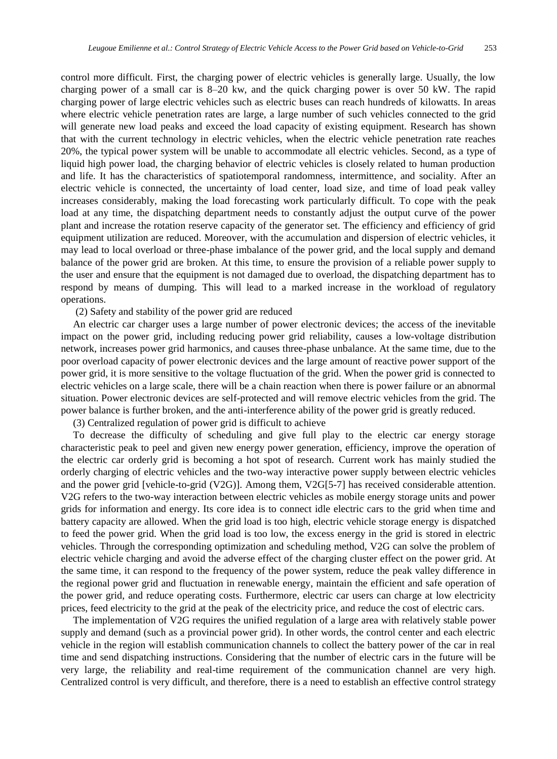control more difficult. First, the charging power of electric vehicles is generally large. Usually, the low charging power of a small car is 8–20 kw, and the quick charging power is over 50 kW. The rapid charging power of large electric vehicles such as electric buses can reach hundreds of kilowatts. In areas where electric vehicle penetration rates are large, a large number of such vehicles connected to the grid will generate new load peaks and exceed the load capacity of existing equipment. Research has shown that with the current technology in electric vehicles, when the electric vehicle penetration rate reaches 20%, the typical power system will be unable to accommodate all electric vehicles. Second, as a type of liquid high power load, the charging behavior of electric vehicles is closely related to human production and life. It has the characteristics of spatiotemporal randomness, intermittence, and sociality. After an electric vehicle is connected, the uncertainty of load center, load size, and time of load peak valley increases considerably, making the load forecasting work particularly difficult. To cope with the peak load at any time, the dispatching department needs to constantly adjust the output curve of the power plant and increase the rotation reserve capacity of the generator set. The efficiency and efficiency of grid equipment utilization are reduced. Moreover, with the accumulation and dispersion of electric vehicles, it may lead to local overload or three-phase imbalance of the power grid, and the local supply and demand balance of the power grid are broken. At this time, to ensure the provision of a reliable power supply to the user and ensure that the equipment is not damaged due to overload, the dispatching department has to respond by means of dumping. This will lead to a marked increase in the workload of regulatory operations.

(2) Safety and stability of the power grid are reduced

An electric car charger uses a large number of power electronic devices; the access of the inevitable impact on the power grid, including reducing power grid reliability, causes a low-voltage distribution network, increases power grid harmonics, and causes three-phase unbalance. At the same time, due to the poor overload capacity of power electronic devices and the large amount of reactive power support of the power grid, it is more sensitive to the voltage fluctuation of the grid. When the power grid is connected to electric vehicles on a large scale, there will be a chain reaction when there is power failure or an abnormal situation. Power electronic devices are self-protected and will remove electric vehicles from the grid. The power balance is further broken, and the anti-interference ability of the power grid is greatly reduced.

(3) Centralized regulation of power grid is difficult to achieve

To decrease the difficulty of scheduling and give full play to the electric car energy storage characteristic peak to peel and given new energy power generation, efficiency, improve the operation of the electric car orderly grid is becoming a hot spot of research. Current work has mainly studied the orderly charging of electric vehicles and the two-way interactive power supply between electric vehicles and the power grid [vehicle-to-grid (V2G)]. Among them, V2G[5-7] has received considerable attention. V2G refers to the two-way interaction between electric vehicles as mobile energy storage units and power grids for information and energy. Its core idea is to connect idle electric cars to the grid when time and battery capacity are allowed. When the grid load is too high, electric vehicle storage energy is dispatched to feed the power grid. When the grid load is too low, the excess energy in the grid is stored in electric vehicles. Through the corresponding optimization and scheduling method, V2G can solve the problem of electric vehicle charging and avoid the adverse effect of the charging cluster effect on the power grid. At the same time, it can respond to the frequency of the power system, reduce the peak valley difference in the regional power grid and fluctuation in renewable energy, maintain the efficient and safe operation of the power grid, and reduce operating costs. Furthermore, electric car users can charge at low electricity prices, feed electricity to the grid at the peak of the electricity price, and reduce the cost of electric cars.

The implementation of V2G requires the unified regulation of a large area with relatively stable power supply and demand (such as a provincial power grid). In other words, the control center and each electric vehicle in the region will establish communication channels to collect the battery power of the car in real time and send dispatching instructions. Considering that the number of electric cars in the future will be very large, the reliability and real-time requirement of the communication channel are very high. Centralized control is very difficult, and therefore, there is a need to establish an effective control strategy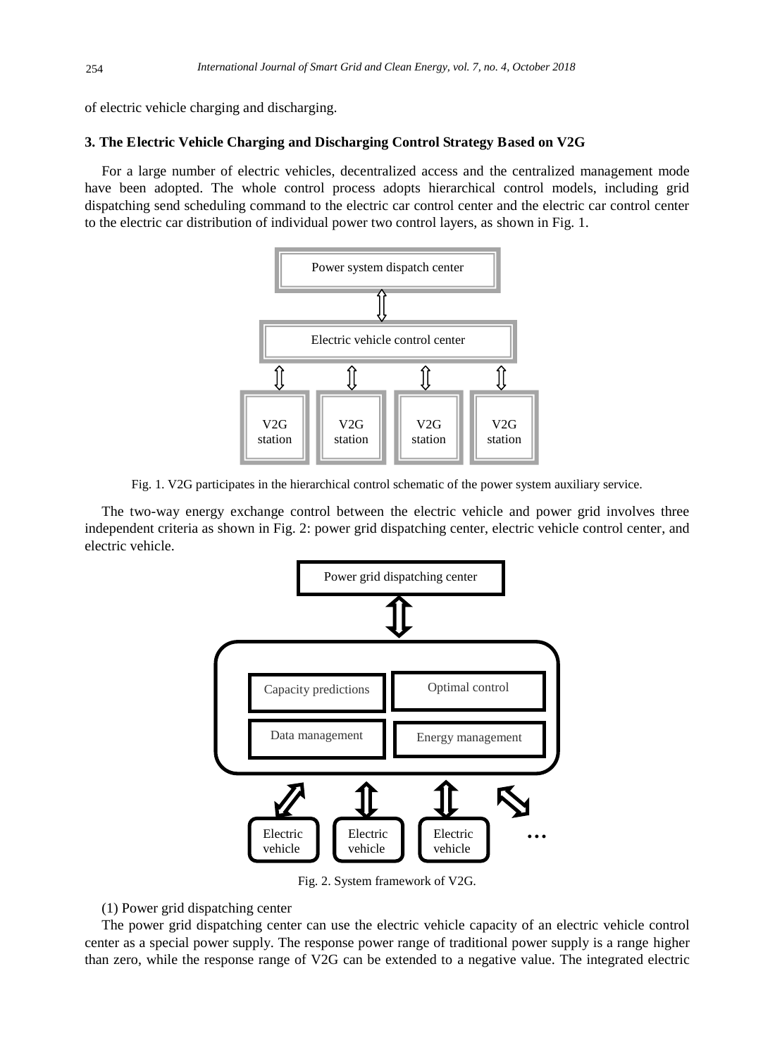of electric vehicle charging and discharging.

## 3. The Electric Vehicle Charging and Discharging Control Strategy Based on V2G

For a large number of electric vehicles, decentralized access and the centralized management mode have been adopted. The whole control process adopts hierarchical control models, including grid dispatching send scheduling command to the electric car control center and the electric car control center to the electric car distribution of individual power two control layers, as shown in Fig. 1.

Power system dispatch center

Electric vehicle control center

V2G station | V2G station | V2G station | V2G station

Fig. 1. V2G participates in the hierarchical control schematic of the power system auxiliary service.

The two-way energy exchange control between the electric vehicle and power grid involves three independent criteria as shown in Fig. 2: power grid dispatching center, electric vehicle control center, and electric vehicle.

Power grid dispatching center

Capacity predictions | Optimal control | Data management | Energy management

Electric vehicle | Electric vehicle | Electric vehicle | ...

Fig. 2. System framework of V2G.

(1) Power grid dispatching center

The power grid dispatching center can use the electric vehicle capacity of an electric vehicle control center as a special power supply. The response power range of traditional power supply is a range higher than zero, while the response range of V2G can be extended to a negative value. The integrated electric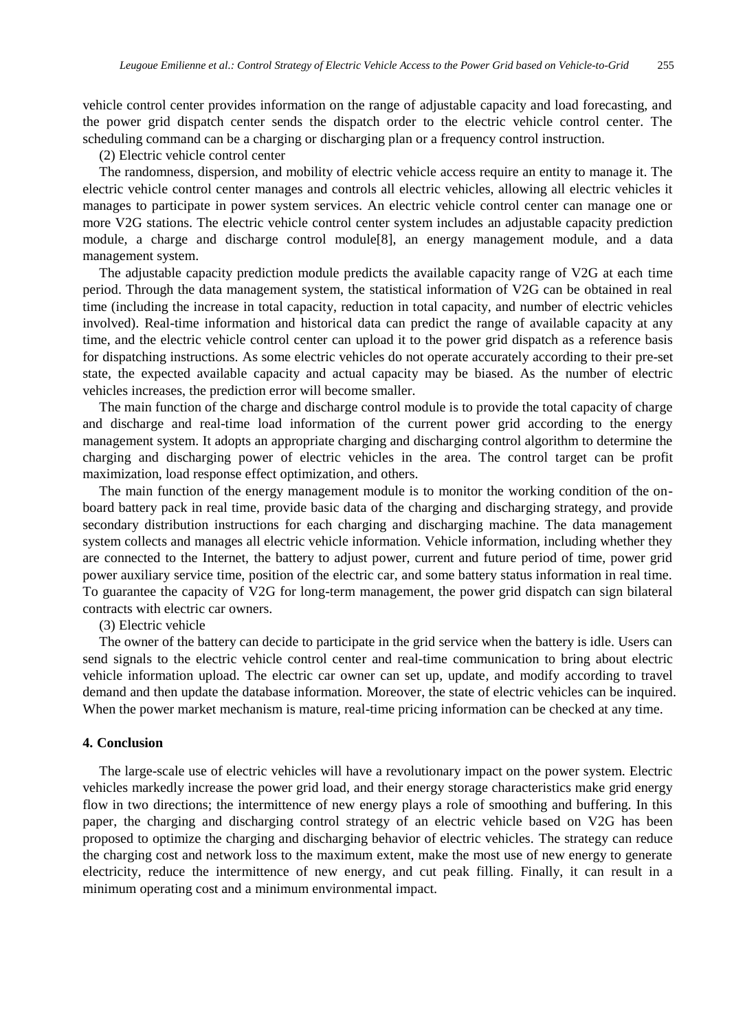vehicle control center provides information on the range of adjustable capacity and load forecasting, and the power grid dispatch center sends the dispatch order to the electric vehicle control center. The scheduling command can be a charging or discharging plan or a frequency control instruction.

(2) Electric vehicle control center

The randomness, dispersion, and mobility of electric vehicle access require an entity to manage it. The electric vehicle control center manages and controls all electric vehicles, allowing all electric vehicles it manages to participate in power system services. An electric vehicle control center can manage one or more V2G stations. The electric vehicle control center system includes an adjustable capacity prediction module, a charge and discharge control module[8], an energy management module, and a data management system.

The adjustable capacity prediction module predicts the available capacity range of V2G at each time period. Through the data management system, the statistical information of V2G can be obtained in real time (including the increase in total capacity, reduction in total capacity, and number of electric vehicles involved). Real-time information and historical data can predict the range of available capacity at any time, and the electric vehicle control center can upload it to the power grid dispatch as a reference basis for dispatching instructions. As some electric vehicles do not operate accurately according to their pre-set state, the expected available capacity and actual capacity may be biased. As the number of electric vehicles increases, the prediction error will become smaller.

The main function of the charge and discharge control module is to provide the total capacity of charge and discharge and real-time load information of the current power grid according to the energy management system. It adopts an appropriate charging and discharging control algorithm to determine the charging and discharging power of electric vehicles in the area. The control target can be profit maximization, load response effect optimization, and others.

The main function of the energy management module is to monitor the working condition of the on-board battery pack in real time, provide basic data of the charging and discharging strategy, and provide secondary distribution instructions for each charging and discharging machine. The data management system collects and manages all electric vehicle information. Vehicle information, including whether they are connected to the Internet, the battery to adjust power, current and future period of time, power grid power auxiliary service time, position of the electric car, and some battery status information in real time. To guarantee the capacity of V2G for long-term management, the power grid dispatch can sign bilateral contracts with electric car owners.

(3) Electric vehicle

The owner of the battery can decide to participate in the grid service when the battery is idle. Users can send signals to the electric vehicle control center and real-time communication to bring about electric vehicle information upload. The electric car owner can set up, update, and modify according to travel demand and then update the database information. Moreover, the state of electric vehicles can be inquired. When the power market mechanism is mature, real-time pricing information can be checked at any time.

## 4. Conclusion

The large-scale use of electric vehicles will have a revolutionary impact on the power system. Electric vehicles markedly increase the power grid load, and their energy storage characteristics make grid energy flow in two directions; the intermittence of new energy plays a role of smoothing and buffering. In this paper, the charging and discharging control strategy of an electric vehicle based on V2G has been proposed to optimize the charging and discharging behavior of electric vehicles. The strategy can reduce the charging cost and network loss to the maximum extent, make the most use of new energy to generate electricity, reduce the intermittence of new energy, and cut peak filling. Finally, it can result in a minimum operating cost and a minimum environmental impact.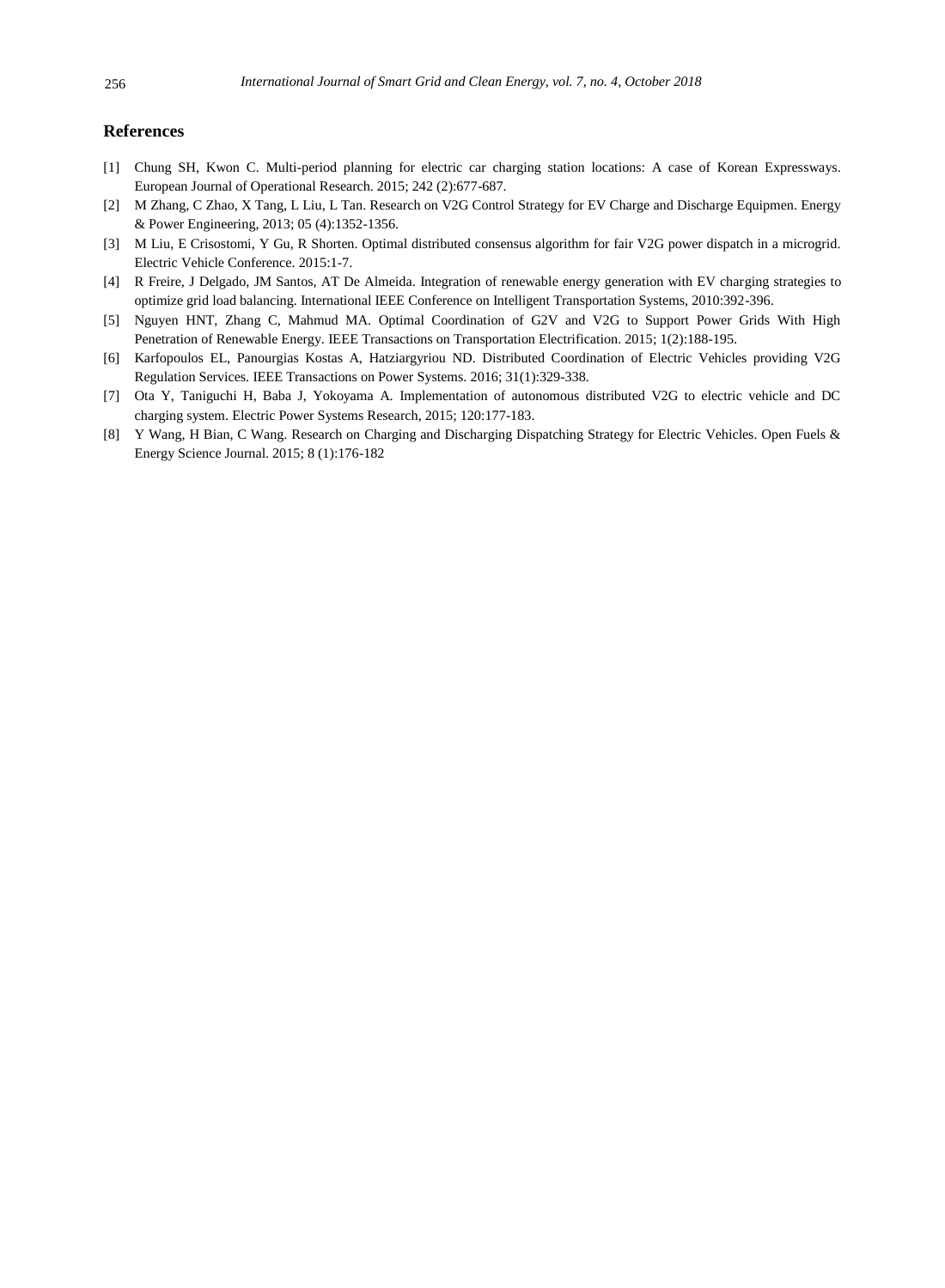## References

[1] Chung SH, Kwon C. Multi-period planning for electric car charging station locations: A case of Korean Expressways. European Journal of Operational Research. 2015; 242 (2):677-687.

[2] M Zhang, C Zhao, X Tang, L Liu, L Tan. Research on V2G Control Strategy for EV Charge and Discharge Equipmen. Energy & Power Engineering, 2013; 05 (4):1352-1356.

[3] M Liu, E Crisostomi, Y Gu, R Shorten. Optimal distributed consensus algorithm for fair V2G power dispatch in a microgrid. Electric Vehicle Conference. 2015:1-7.

[4] R Freire, J Delgado, JM Santos, AT De Almeida. Integration of renewable energy generation with EV charging strategies to optimize grid load balancing. International IEEE Conference on Intelligent Transportation Systems, 2010:392-396.

[5] Nguyen HNT, Zhang C, Mahmud MA. Optimal Coordination of G2V and V2G to Support Power Grids With High Penetration of Renewable Energy. IEEE Transactions on Transportation Electrification. 2015; 1(2):188-195.

[6] Karfopoulos EL, Panourgias Kostas A, Hatziargyriou ND. Distributed Coordination of Electric Vehicles providing V2G Regulation Services. IEEE Transactions on Power Systems. 2016; 31(1):329-338.

[7] Ota Y, Taniguchi H, Baba J, Yokoyama A. Implementation of autonomous distributed V2G to electric vehicle and DC charging system. Electric Power Systems Research, 2015; 120:177-183.

[8] Y Wang, H Bian, C Wang. Research on Charging and Discharging Dispatching Strategy for Electric Vehicles. Open Fuels & Energy Science Journal. 2015; 8 (1):176-182